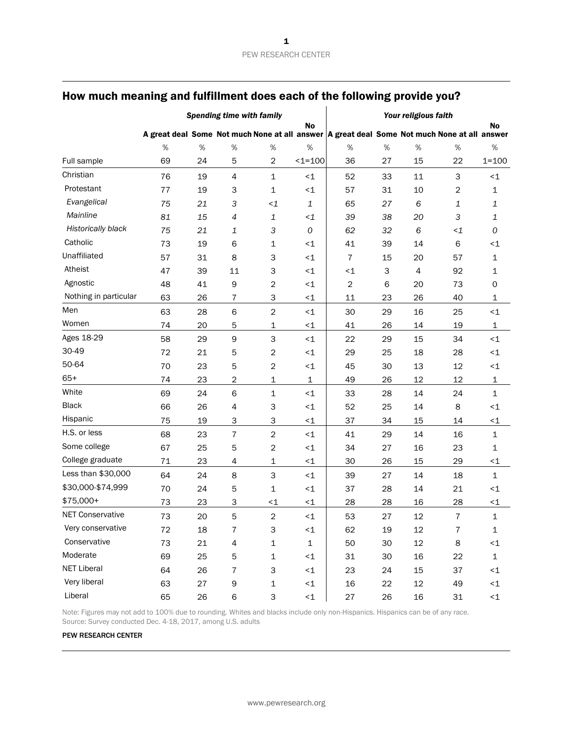## How much meaning and fulfillment does each of the following provide you?

| | *Spending time with family* | | | | | *Your religious faith* | | | | |
|---|---|---|---|---|---|---|---|---|---|---|
| | A great deal | Some | Not much | None at all | No answer | A great deal | Some | Not much | None at all | No answer |
| | % | % | % | % | % | % | % | % | % | % |
| Full sample | 69 | 24 | 5 | 2 | <1=100 | 36 | 27 | 15 | 22 | 1=100 |
| Christian | 76 | 19 | 4 | 1 | <1 | 52 | 33 | 11 | 3 | <1 |
| Protestant | 77 | 19 | 3 | 1 | <1 | 57 | 31 | 10 | 2 | 1 |
| *Evangelical* | *75* | *21* | *3* | *<1* | *1* | *65* | *27* | *6* | *1* | *1* |
| *Mainline* | *81* | *15* | *4* | *1* | *<1* | *39* | *38* | *20* | *3* | *1* |
| *Historically black* | *75* | *21* | *1* | *3* | *0* | *62* | *32* | *6* | *<1* | *0* |
| Catholic | 73 | 19 | 6 | 1 | <1 | 41 | 39 | 14 | 6 | <1 |
| Unaffiliated | 57 | 31 | 8 | 3 | <1 | 7 | 15 | 20 | 57 | 1 |
| Atheist | 47 | 39 | 11 | 3 | <1 | <1 | 3 | 4 | 92 | 1 |
| Agnostic | 48 | 41 | 9 | 2 | <1 | 2 | 6 | 20 | 73 | 0 |
| Nothing in particular | 63 | 26 | 7 | 3 | <1 | 11 | 23 | 26 | 40 | 1 |
| Men | 63 | 28 | 6 | 2 | <1 | 30 | 29 | 16 | 25 | <1 |
| Women | 74 | 20 | 5 | 1 | <1 | 41 | 26 | 14 | 19 | 1 |
| Ages 18-29 | 58 | 29 | 9 | 3 | <1 | 22 | 29 | 15 | 34 | <1 |
| 30-49 | 72 | 21 | 5 | 2 | <1 | 29 | 25 | 18 | 28 | <1 |
| 50-64 | 70 | 23 | 5 | 2 | <1 | 45 | 30 | 13 | 12 | <1 |
| 65+ | 74 | 23 | 2 | 1 | 1 | 49 | 26 | 12 | 12 | 1 |
| White | 69 | 24 | 6 | 1 | <1 | 33 | 28 | 14 | 24 | 1 |
| Black | 66 | 26 | 4 | 3 | <1 | 52 | 25 | 14 | 8 | <1 |
| Hispanic | 75 | 19 | 3 | 3 | <1 | 37 | 34 | 15 | 14 | <1 |
| H.S. or less | 68 | 23 | 7 | 2 | <1 | 41 | 29 | 14 | 16 | 1 |
| Some college | 67 | 25 | 5 | 2 | <1 | 34 | 27 | 16 | 23 | 1 |
| College graduate | 71 | 23 | 4 | 1 | <1 | 30 | 26 | 15 | 29 | <1 |
| Less than $30,000 | 64 | 24 | 8 | 3 | <1 | 39 | 27 | 14 | 18 | 1 |
| $30,000-$74,999 | 70 | 24 | 5 | 1 | <1 | 37 | 28 | 14 | 21 | <1 |
| $75,000+ | 73 | 23 | 3 | <1 | <1 | 28 | 28 | 16 | 28 | <1 |
| NET Conservative | 73 | 20 | 5 | 2 | <1 | 53 | 27 | 12 | 7 | 1 |
| Very conservative | 72 | 18 | 7 | 3 | <1 | 62 | 19 | 12 | 7 | 1 |
| Conservative | 73 | 21 | 4 | 1 | 1 | 50 | 30 | 12 | 8 | <1 |
| Moderate | 69 | 25 | 5 | 1 | <1 | 31 | 30 | 16 | 22 | 1 |
| NET Liberal | 64 | 26 | 7 | 3 | <1 | 23 | 24 | 15 | 37 | <1 |
| Very liberal | 63 | 27 | 9 | 1 | <1 | 16 | 22 | 12 | 49 | <1 |
| Liberal | 65 | 26 | 6 | 3 | <1 | 27 | 26 | 16 | 31 | <1 |

Note: Figures may not add to 100% due to rounding. Whites and blacks include only non-Hispanics. Hispanics can be of any race.
Source: Survey conducted Dec. 4-18, 2017, among U.S. adults

PEW RESEARCH CENTER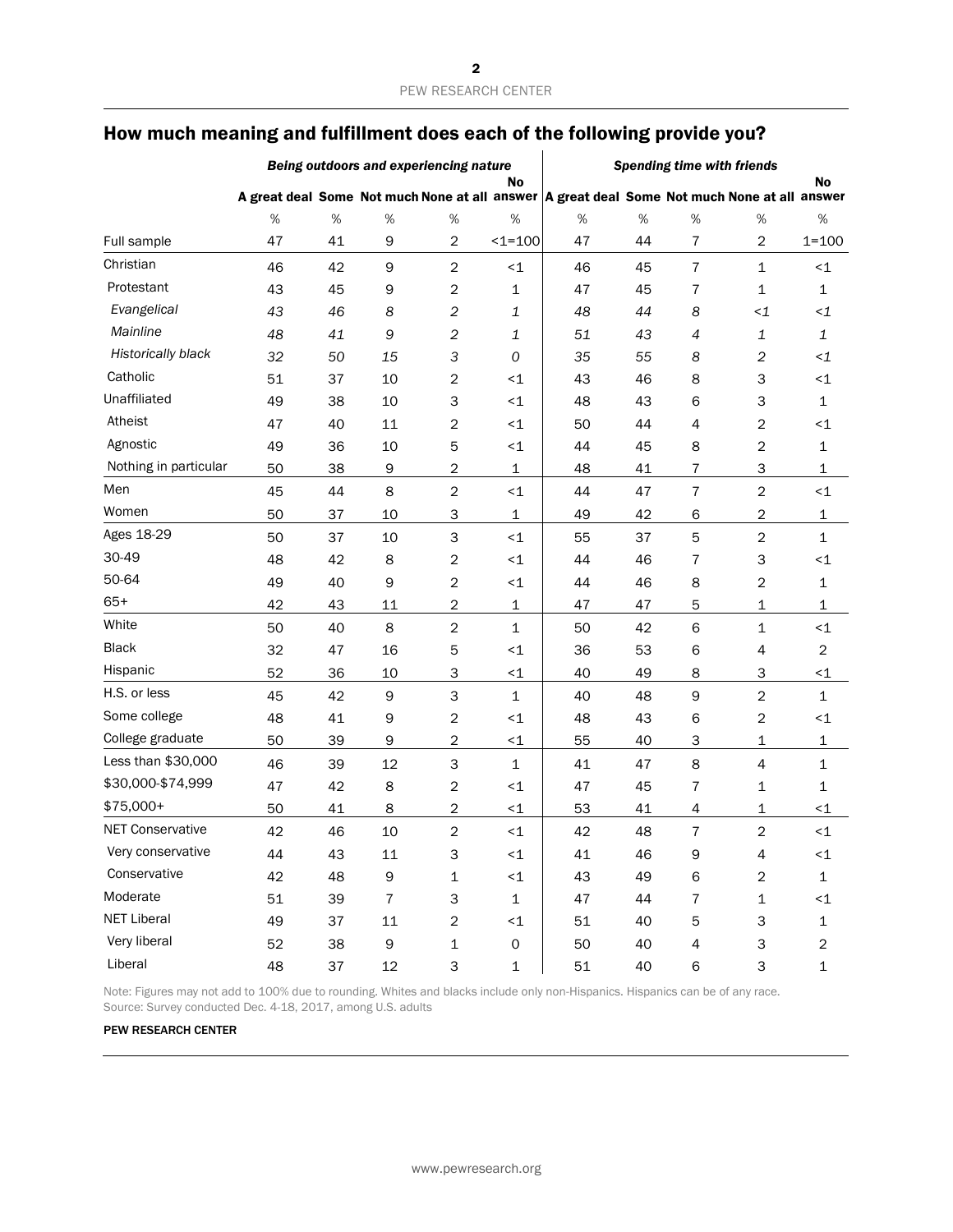## How much meaning and fulfillment does each of the following provide you?

| | *Being outdoors and experiencing nature* | | | | | *Spending time with friends* | | | | |
|---|---|---|---|---|---|---|---|---|---|---|
| | **A great deal** | **Some** | **Not much** | **None at all** | **No answer** | **A great deal** | **Some** | **Not much** | **None at all** | **No answer** |
| | % | % | % | % | % | % | % | % | % | % |
| Full sample | 47 | 41 | 9 | 2 | <1=100 | 47 | 44 | 7 | 2 | 1=100 |
| Christian | 46 | 42 | 9 | 2 | <1 | 46 | 45 | 7 | 1 | <1 |
| Protestant | 43 | 45 | 9 | 2 | 1 | 47 | 45 | 7 | 1 | 1 |
| *Evangelical* | *43* | *46* | *8* | *2* | *1* | *48* | *44* | *8* | *<1* | *<1* |
| *Mainline* | *48* | *41* | *9* | *2* | *1* | *51* | *43* | *4* | *1* | *1* |
| *Historically black* | *32* | *50* | *15* | *3* | *0* | *35* | *55* | *8* | *2* | *<1* |
| Catholic | 51 | 37 | 10 | 2 | <1 | 43 | 46 | 8 | 3 | <1 |
| Unaffiliated | 49 | 38 | 10 | 3 | <1 | 48 | 43 | 6 | 3 | 1 |
| Atheist | 47 | 40 | 11 | 2 | <1 | 50 | 44 | 4 | 2 | <1 |
| Agnostic | 49 | 36 | 10 | 5 | <1 | 44 | 45 | 8 | 2 | 1 |
| Nothing in particular | 50 | 38 | 9 | 2 | 1 | 48 | 41 | 7 | 3 | 1 |
| Men | 45 | 44 | 8 | 2 | <1 | 44 | 47 | 7 | 2 | <1 |
| Women | 50 | 37 | 10 | 3 | 1 | 49 | 42 | 6 | 2 | 1 |
| Ages 18-29 | 50 | 37 | 10 | 3 | <1 | 55 | 37 | 5 | 2 | 1 |
| 30-49 | 48 | 42 | 8 | 2 | <1 | 44 | 46 | 7 | 3 | <1 |
| 50-64 | 49 | 40 | 9 | 2 | <1 | 44 | 46 | 8 | 2 | 1 |
| 65+ | 42 | 43 | 11 | 2 | 1 | 47 | 47 | 5 | 1 | 1 |
| White | 50 | 40 | 8 | 2 | 1 | 50 | 42 | 6 | 1 | <1 |
| Black | 32 | 47 | 16 | 5 | <1 | 36 | 53 | 6 | 4 | 2 |
| Hispanic | 52 | 36 | 10 | 3 | <1 | 40 | 49 | 8 | 3 | <1 |
| H.S. or less | 45 | 42 | 9 | 3 | 1 | 40 | 48 | 9 | 2 | 1 |
| Some college | 48 | 41 | 9 | 2 | <1 | 48 | 43 | 6 | 2 | <1 |
| College graduate | 50 | 39 | 9 | 2 | <1 | 55 | 40 | 3 | 1 | 1 |
| Less than $30,000 | 46 | 39 | 12 | 3 | 1 | 41 | 47 | 8 | 4 | 1 |
| $30,000-$74,999 | 47 | 42 | 8 | 2 | <1 | 47 | 45 | 7 | 1 | 1 |
| $75,000+ | 50 | 41 | 8 | 2 | <1 | 53 | 41 | 4 | 1 | <1 |
| NET Conservative | 42 | 46 | 10 | 2 | <1 | 42 | 48 | 7 | 2 | <1 |
| Very conservative | 44 | 43 | 11 | 3 | <1 | 41 | 46 | 9 | 4 | <1 |
| Conservative | 42 | 48 | 9 | 1 | <1 | 43 | 49 | 6 | 2 | 1 |
| Moderate | 51 | 39 | 7 | 3 | 1 | 47 | 44 | 7 | 1 | <1 |
| NET Liberal | 49 | 37 | 11 | 2 | <1 | 51 | 40 | 5 | 3 | 1 |
| Very liberal | 52 | 38 | 9 | 1 | 0 | 50 | 40 | 4 | 3 | 2 |
| Liberal | 48 | 37 | 12 | 3 | 1 | 51 | 40 | 6 | 3 | 1 |

Note: Figures may not add to 100% due to rounding. Whites and blacks include only non-Hispanics. Hispanics can be of any race.
Source: Survey conducted Dec. 4-18, 2017, among U.S. adults

PEW RESEARCH CENTER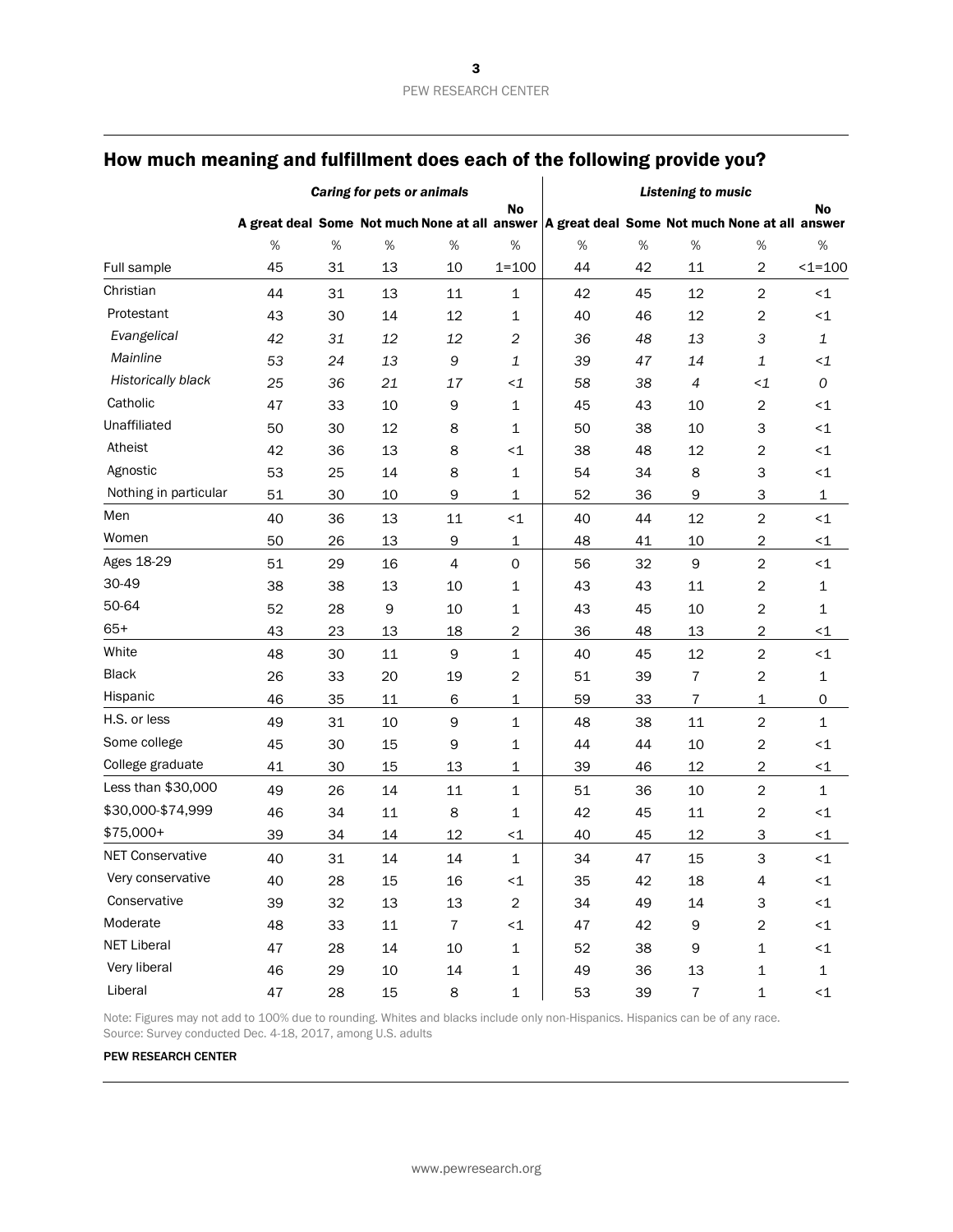## How much meaning and fulfillment does each of the following provide you?

| | *Caring for pets or animals* | | | | | *Listening to music* | | | | |
|---|---|---|---|---|---|---|---|---|---|---|
| | A great deal | Some | Not much | None at all | No answer | A great deal | Some | Not much | None at all | No answer |
| | % | % | % | % | % | % | % | % | % | % |
| Full sample | 45 | 31 | 13 | 10 | 1=100 | 44 | 42 | 11 | 2 | <1=100 |
| Christian | 44 | 31 | 13 | 11 | 1 | 42 | 45 | 12 | 2 | <1 |
| Protestant | 43 | 30 | 14 | 12 | 1 | 40 | 46 | 12 | 2 | <1 |
| *Evangelical* | *42* | *31* | *12* | *12* | *2* | *36* | *48* | *13* | *3* | *1* |
| *Mainline* | *53* | *24* | *13* | *9* | *1* | *39* | *47* | *14* | *1* | *<1* |
| *Historically black* | *25* | *36* | *21* | *17* | *<1* | *58* | *38* | *4* | *<1* | *0* |
| Catholic | 47 | 33 | 10 | 9 | 1 | 45 | 43 | 10 | 2 | <1 |
| Unaffiliated | 50 | 30 | 12 | 8 | 1 | 50 | 38 | 10 | 3 | <1 |
| Atheist | 42 | 36 | 13 | 8 | <1 | 38 | 48 | 12 | 2 | <1 |
| Agnostic | 53 | 25 | 14 | 8 | 1 | 54 | 34 | 8 | 3 | <1 |
| Nothing in particular | 51 | 30 | 10 | 9 | 1 | 52 | 36 | 9 | 3 | 1 |
| Men | 40 | 36 | 13 | 11 | <1 | 40 | 44 | 12 | 2 | <1 |
| Women | 50 | 26 | 13 | 9 | 1 | 48 | 41 | 10 | 2 | <1 |
| Ages 18-29 | 51 | 29 | 16 | 4 | 0 | 56 | 32 | 9 | 2 | <1 |
| 30-49 | 38 | 38 | 13 | 10 | 1 | 43 | 43 | 11 | 2 | 1 |
| 50-64 | 52 | 28 | 9 | 10 | 1 | 43 | 45 | 10 | 2 | 1 |
| 65+ | 43 | 23 | 13 | 18 | 2 | 36 | 48 | 13 | 2 | <1 |
| White | 48 | 30 | 11 | 9 | 1 | 40 | 45 | 12 | 2 | <1 |
| Black | 26 | 33 | 20 | 19 | 2 | 51 | 39 | 7 | 2 | 1 |
| Hispanic | 46 | 35 | 11 | 6 | 1 | 59 | 33 | 7 | 1 | 0 |
| H.S. or less | 49 | 31 | 10 | 9 | 1 | 48 | 38 | 11 | 2 | 1 |
| Some college | 45 | 30 | 15 | 9 | 1 | 44 | 44 | 10 | 2 | <1 |
| College graduate | 41 | 30 | 15 | 13 | 1 | 39 | 46 | 12 | 2 | <1 |
| Less than $30,000 | 49 | 26 | 14 | 11 | 1 | 51 | 36 | 10 | 2 | 1 |
| $30,000-$74,999 | 46 | 34 | 11 | 8 | 1 | 42 | 45 | 11 | 2 | <1 |
| $75,000+ | 39 | 34 | 14 | 12 | <1 | 40 | 45 | 12 | 3 | <1 |
| NET Conservative | 40 | 31 | 14 | 14 | 1 | 34 | 47 | 15 | 3 | <1 |
| Very conservative | 40 | 28 | 15 | 16 | <1 | 35 | 42 | 18 | 4 | <1 |
| Conservative | 39 | 32 | 13 | 13 | 2 | 34 | 49 | 14 | 3 | <1 |
| Moderate | 48 | 33 | 11 | 7 | <1 | 47 | 42 | 9 | 2 | <1 |
| NET Liberal | 47 | 28 | 14 | 10 | 1 | 52 | 38 | 9 | 1 | <1 |
| Very liberal | 46 | 29 | 10 | 14 | 1 | 49 | 36 | 13 | 1 | 1 |
| Liberal | 47 | 28 | 15 | 8 | 1 | 53 | 39 | 7 | 1 | <1 |

Note: Figures may not add to 100% due to rounding. Whites and blacks include only non-Hispanics. Hispanics can be of any race.
Source: Survey conducted Dec. 4-18, 2017, among U.S. adults

PEW RESEARCH CENTER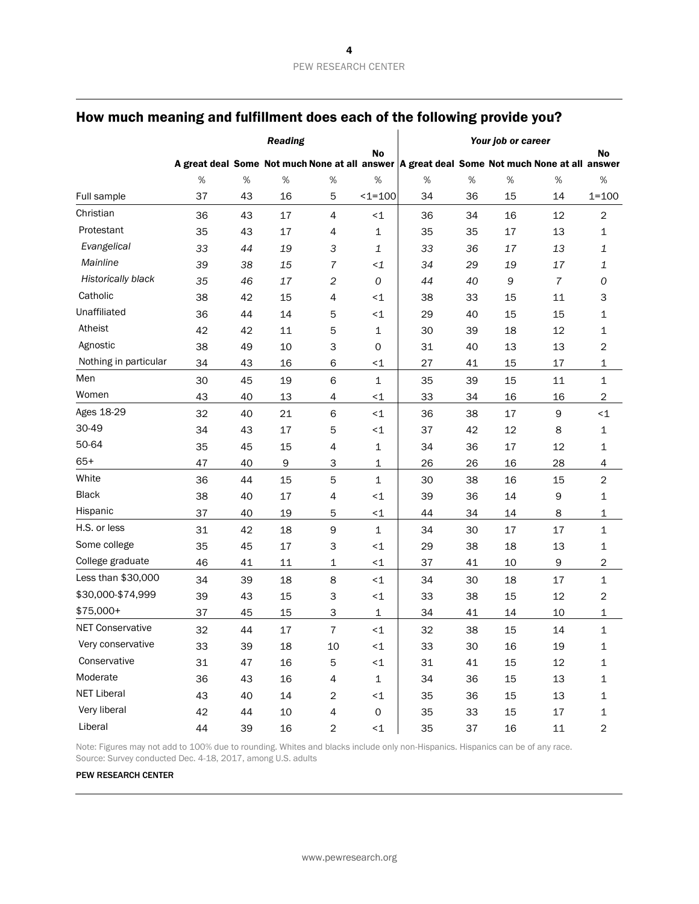## How much meaning and fulfillment does each of the following provide you?

| | Reading | | | | | Your job or career | | | | |
|---|---|---|---|---|---|---|---|---|---|---|
| | A great deal | Some | Not much | None at all | No answer | A great deal | Some | Not much | None at all | No answer |
| | % | % | % | % | % | % | % | % | % | % |
| Full sample | 37 | 43 | 16 | 5 | <1=100 | 34 | 36 | 15 | 14 | 1=100 |
| Christian | 36 | 43 | 17 | 4 | <1 | 36 | 34 | 16 | 12 | 2 |
| Protestant | 35 | 43 | 17 | 4 | 1 | 35 | 35 | 17 | 13 | 1 |
| *Evangelical* | *33* | *44* | *19* | *3* | *1* | *33* | *36* | *17* | *13* | *1* |
| *Mainline* | *39* | *38* | *15* | *7* | *<1* | *34* | *29* | *19* | *17* | *1* |
| *Historically black* | *35* | *46* | *17* | *2* | *0* | *44* | *40* | *9* | *7* | *0* |
| Catholic | 38 | 42 | 15 | 4 | <1 | 38 | 33 | 15 | 11 | 3 |
| Unaffiliated | 36 | 44 | 14 | 5 | <1 | 29 | 40 | 15 | 15 | 1 |
| Atheist | 42 | 42 | 11 | 5 | 1 | 30 | 39 | 18 | 12 | 1 |
| Agnostic | 38 | 49 | 10 | 3 | 0 | 31 | 40 | 13 | 13 | 2 |
| Nothing in particular | 34 | 43 | 16 | 6 | <1 | 27 | 41 | 15 | 17 | 1 |
| Men | 30 | 45 | 19 | 6 | 1 | 35 | 39 | 15 | 11 | 1 |
| Women | 43 | 40 | 13 | 4 | <1 | 33 | 34 | 16 | 16 | 2 |
| Ages 18-29 | 32 | 40 | 21 | 6 | <1 | 36 | 38 | 17 | 9 | <1 |
| 30-49 | 34 | 43 | 17 | 5 | <1 | 37 | 42 | 12 | 8 | 1 |
| 50-64 | 35 | 45 | 15 | 4 | 1 | 34 | 36 | 17 | 12 | 1 |
| 65+ | 47 | 40 | 9 | 3 | 1 | 26 | 26 | 16 | 28 | 4 |
| White | 36 | 44 | 15 | 5 | 1 | 30 | 38 | 16 | 15 | 2 |
| Black | 38 | 40 | 17 | 4 | <1 | 39 | 36 | 14 | 9 | 1 |
| Hispanic | 37 | 40 | 19 | 5 | <1 | 44 | 34 | 14 | 8 | 1 |
| H.S. or less | 31 | 42 | 18 | 9 | 1 | 34 | 30 | 17 | 17 | 1 |
| Some college | 35 | 45 | 17 | 3 | <1 | 29 | 38 | 18 | 13 | 1 |
| College graduate | 46 | 41 | 11 | 1 | <1 | 37 | 41 | 10 | 9 | 2 |
| Less than $30,000 | 34 | 39 | 18 | 8 | <1 | 34 | 30 | 18 | 17 | 1 |
| $30,000-$74,999 | 39 | 43 | 15 | 3 | <1 | 33 | 38 | 15 | 12 | 2 |
| $75,000+ | 37 | 45 | 15 | 3 | 1 | 34 | 41 | 14 | 10 | 1 |
| NET Conservative | 32 | 44 | 17 | 7 | <1 | 32 | 38 | 15 | 14 | 1 |
| Very conservative | 33 | 39 | 18 | 10 | <1 | 33 | 30 | 16 | 19 | 1 |
| Conservative | 31 | 47 | 16 | 5 | <1 | 31 | 41 | 15 | 12 | 1 |
| Moderate | 36 | 43 | 16 | 4 | 1 | 34 | 36 | 15 | 13 | 1 |
| NET Liberal | 43 | 40 | 14 | 2 | <1 | 35 | 36 | 15 | 13 | 1 |
| Very liberal | 42 | 44 | 10 | 4 | 0 | 35 | 33 | 15 | 17 | 1 |
| Liberal | 44 | 39 | 16 | 2 | <1 | 35 | 37 | 16 | 11 | 2 |

Note: Figures may not add to 100% due to rounding. Whites and blacks include only non-Hispanics. Hispanics can be of any race.
Source: Survey conducted Dec. 4-18, 2017, among U.S. adults

PEW RESEARCH CENTER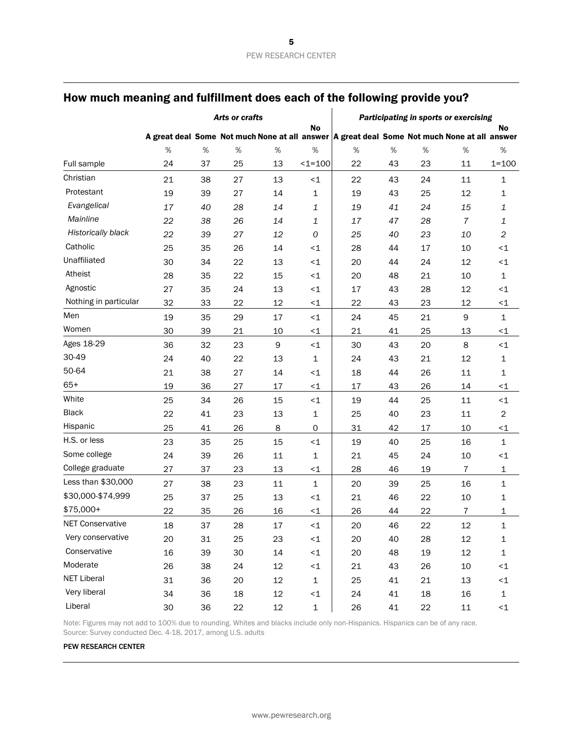## How much meaning and fulfillment does each of the following provide you?

| | *Arts or crafts* | | | | | *Participating in sports or exercising* | | | | |
|---|---|---|---|---|---|---|---|---|---|---|
| | A great deal | Some | Not much | None at all | No answer | A great deal | Some | Not much | None at all | No answer |
| | % | % | % | % | % | % | % | % | % | % |
| Full sample | 24 | 37 | 25 | 13 | <1=100 | 22 | 43 | 23 | 11 | 1=100 |
| Christian | 21 | 38 | 27 | 13 | <1 | 22 | 43 | 24 | 11 | 1 |
| Protestant | 19 | 39 | 27 | 14 | 1 | 19 | 43 | 25 | 12 | 1 |
| *Evangelical* | *17* | *40* | *28* | *14* | *1* | *19* | *41* | *24* | *15* | *1* |
| *Mainline* | *22* | *38* | *26* | *14* | *1* | *17* | *47* | *28* | *7* | *1* |
| *Historically black* | *22* | *39* | *27* | *12* | *0* | *25* | *40* | *23* | *10* | *2* |
| Catholic | 25 | 35 | 26 | 14 | <1 | 28 | 44 | 17 | 10 | <1 |
| Unaffiliated | 30 | 34 | 22 | 13 | <1 | 20 | 44 | 24 | 12 | <1 |
| Atheist | 28 | 35 | 22 | 15 | <1 | 20 | 48 | 21 | 10 | 1 |
| Agnostic | 27 | 35 | 24 | 13 | <1 | 17 | 43 | 28 | 12 | <1 |
| Nothing in particular | 32 | 33 | 22 | 12 | <1 | 22 | 43 | 23 | 12 | <1 |
| Men | 19 | 35 | 29 | 17 | <1 | 24 | 45 | 21 | 9 | 1 |
| Women | 30 | 39 | 21 | 10 | <1 | 21 | 41 | 25 | 13 | <1 |
| Ages 18-29 | 36 | 32 | 23 | 9 | <1 | 30 | 43 | 20 | 8 | <1 |
| 30-49 | 24 | 40 | 22 | 13 | 1 | 24 | 43 | 21 | 12 | 1 |
| 50-64 | 21 | 38 | 27 | 14 | <1 | 18 | 44 | 26 | 11 | 1 |
| 65+ | 19 | 36 | 27 | 17 | <1 | 17 | 43 | 26 | 14 | <1 |
| White | 25 | 34 | 26 | 15 | <1 | 19 | 44 | 25 | 11 | <1 |
| Black | 22 | 41 | 23 | 13 | 1 | 25 | 40 | 23 | 11 | 2 |
| Hispanic | 25 | 41 | 26 | 8 | 0 | 31 | 42 | 17 | 10 | <1 |
| H.S. or less | 23 | 35 | 25 | 15 | <1 | 19 | 40 | 25 | 16 | 1 |
| Some college | 24 | 39 | 26 | 11 | 1 | 21 | 45 | 24 | 10 | <1 |
| College graduate | 27 | 37 | 23 | 13 | <1 | 28 | 46 | 19 | 7 | 1 |
| Less than $30,000 | 27 | 38 | 23 | 11 | 1 | 20 | 39 | 25 | 16 | 1 |
| $30,000-$74,999 | 25 | 37 | 25 | 13 | <1 | 21 | 46 | 22 | 10 | 1 |
| $75,000+ | 22 | 35 | 26 | 16 | <1 | 26 | 44 | 22 | 7 | 1 |
| NET Conservative | 18 | 37 | 28 | 17 | <1 | 20 | 46 | 22 | 12 | 1 |
| Very conservative | 20 | 31 | 25 | 23 | <1 | 20 | 40 | 28 | 12 | 1 |
| Conservative | 16 | 39 | 30 | 14 | <1 | 20 | 48 | 19 | 12 | 1 |
| Moderate | 26 | 38 | 24 | 12 | <1 | 21 | 43 | 26 | 10 | <1 |
| NET Liberal | 31 | 36 | 20 | 12 | 1 | 25 | 41 | 21 | 13 | <1 |
| Very liberal | 34 | 36 | 18 | 12 | <1 | 24 | 41 | 18 | 16 | 1 |
| Liberal | 30 | 36 | 22 | 12 | 1 | 26 | 41 | 22 | 11 | <1 |

Note: Figures may not add to 100% due to rounding. Whites and blacks include only non-Hispanics. Hispanics can be of any race.
Source: Survey conducted Dec. 4-18, 2017, among U.S. adults

PEW RESEARCH CENTER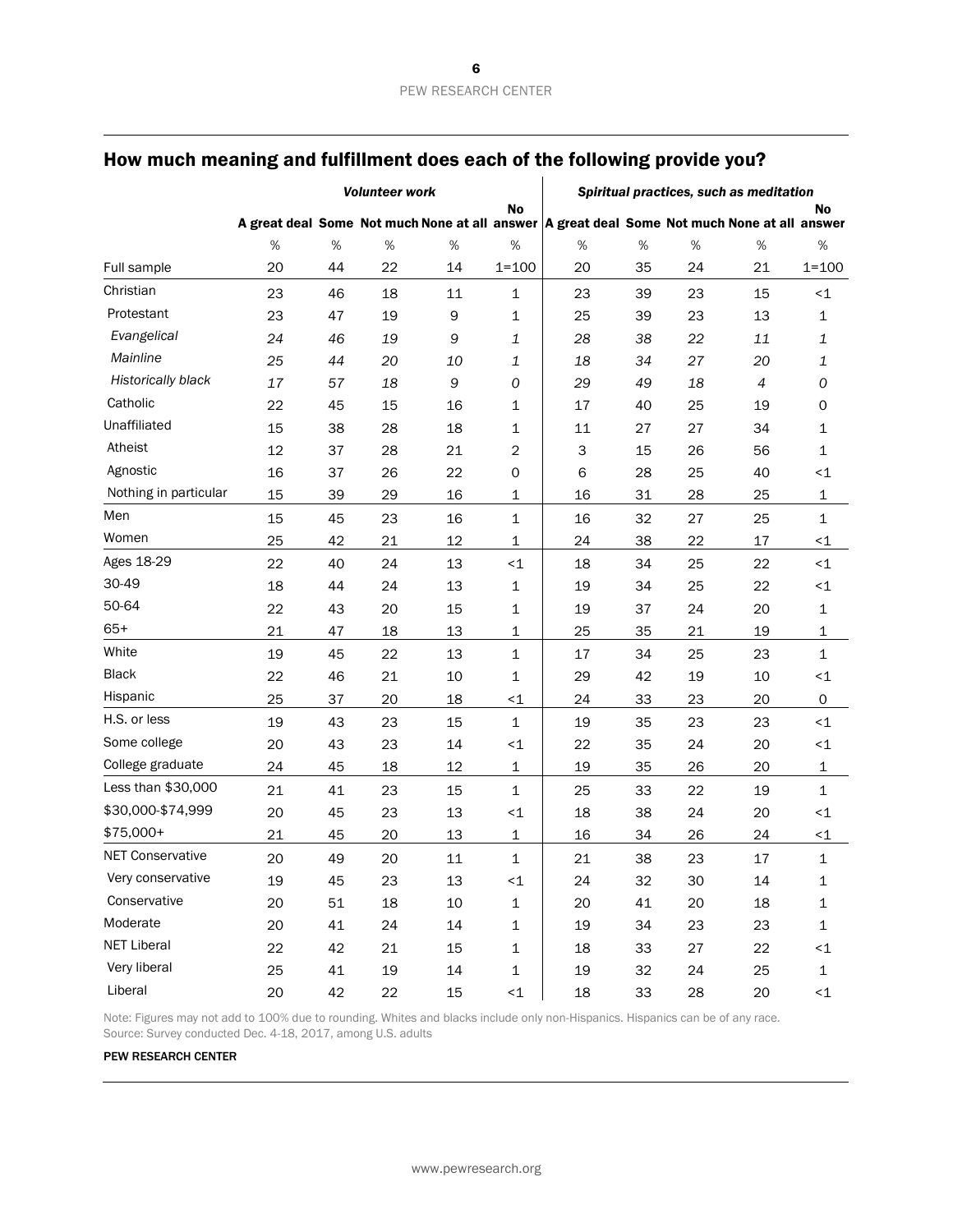## How much meaning and fulfillment does each of the following provide you?

| | *Volunteer work* | | | | | *Spiritual practices, such as meditation* | | | | |
|---|---|---|---|---|---|---|---|---|---|---|
| | A great deal | Some | Not much | None at all | No answer | A great deal | Some | Not much | None at all | No answer |
| | % | % | % | % | % | % | % | % | % | % |
| Full sample | 20 | 44 | 22 | 14 | 1=100 | 20 | 35 | 24 | 21 | 1=100 |
| Christian | 23 | 46 | 18 | 11 | 1 | 23 | 39 | 23 | 15 | <1 |
| Protestant | 23 | 47 | 19 | 9 | 1 | 25 | 39 | 23 | 13 | 1 |
| *Evangelical* | *24* | *46* | *19* | *9* | *1* | *28* | *38* | *22* | *11* | *1* |
| *Mainline* | *25* | *44* | *20* | *10* | *1* | *18* | *34* | *27* | *20* | *1* |
| *Historically black* | *17* | *57* | *18* | *9* | *0* | *29* | *49* | *18* | *4* | *0* |
| Catholic | 22 | 45 | 15 | 16 | 1 | 17 | 40 | 25 | 19 | 0 |
| Unaffiliated | 15 | 38 | 28 | 18 | 1 | 11 | 27 | 27 | 34 | 1 |
| Atheist | 12 | 37 | 28 | 21 | 2 | 3 | 15 | 26 | 56 | 1 |
| Agnostic | 16 | 37 | 26 | 22 | 0 | 6 | 28 | 25 | 40 | <1 |
| Nothing in particular | 15 | 39 | 29 | 16 | 1 | 16 | 31 | 28 | 25 | 1 |
| Men | 15 | 45 | 23 | 16 | 1 | 16 | 32 | 27 | 25 | 1 |
| Women | 25 | 42 | 21 | 12 | 1 | 24 | 38 | 22 | 17 | <1 |
| Ages 18-29 | 22 | 40 | 24 | 13 | <1 | 18 | 34 | 25 | 22 | <1 |
| 30-49 | 18 | 44 | 24 | 13 | 1 | 19 | 34 | 25 | 22 | <1 |
| 50-64 | 22 | 43 | 20 | 15 | 1 | 19 | 37 | 24 | 20 | 1 |
| 65+ | 21 | 47 | 18 | 13 | 1 | 25 | 35 | 21 | 19 | 1 |
| White | 19 | 45 | 22 | 13 | 1 | 17 | 34 | 25 | 23 | 1 |
| Black | 22 | 46 | 21 | 10 | 1 | 29 | 42 | 19 | 10 | <1 |
| Hispanic | 25 | 37 | 20 | 18 | <1 | 24 | 33 | 23 | 20 | 0 |
| H.S. or less | 19 | 43 | 23 | 15 | 1 | 19 | 35 | 23 | 23 | <1 |
| Some college | 20 | 43 | 23 | 14 | <1 | 22 | 35 | 24 | 20 | <1 |
| College graduate | 24 | 45 | 18 | 12 | 1 | 19 | 35 | 26 | 20 | 1 |
| Less than $30,000 | 21 | 41 | 23 | 15 | 1 | 25 | 33 | 22 | 19 | 1 |
| $30,000-$74,999 | 20 | 45 | 23 | 13 | <1 | 18 | 38 | 24 | 20 | <1 |
| $75,000+ | 21 | 45 | 20 | 13 | 1 | 16 | 34 | 26 | 24 | <1 |
| NET Conservative | 20 | 49 | 20 | 11 | 1 | 21 | 38 | 23 | 17 | 1 |
| Very conservative | 19 | 45 | 23 | 13 | <1 | 24 | 32 | 30 | 14 | 1 |
| Conservative | 20 | 51 | 18 | 10 | 1 | 20 | 41 | 20 | 18 | 1 |
| Moderate | 20 | 41 | 24 | 14 | 1 | 19 | 34 | 23 | 23 | 1 |
| NET Liberal | 22 | 42 | 21 | 15 | 1 | 18 | 33 | 27 | 22 | <1 |
| Very liberal | 25 | 41 | 19 | 14 | 1 | 19 | 32 | 24 | 25 | 1 |
| Liberal | 20 | 42 | 22 | 15 | <1 | 18 | 33 | 28 | 20 | <1 |

Note: Figures may not add to 100% due to rounding. Whites and blacks include only non-Hispanics. Hispanics can be of any race.
Source: Survey conducted Dec. 4-18, 2017, among U.S. adults

PEW RESEARCH CENTER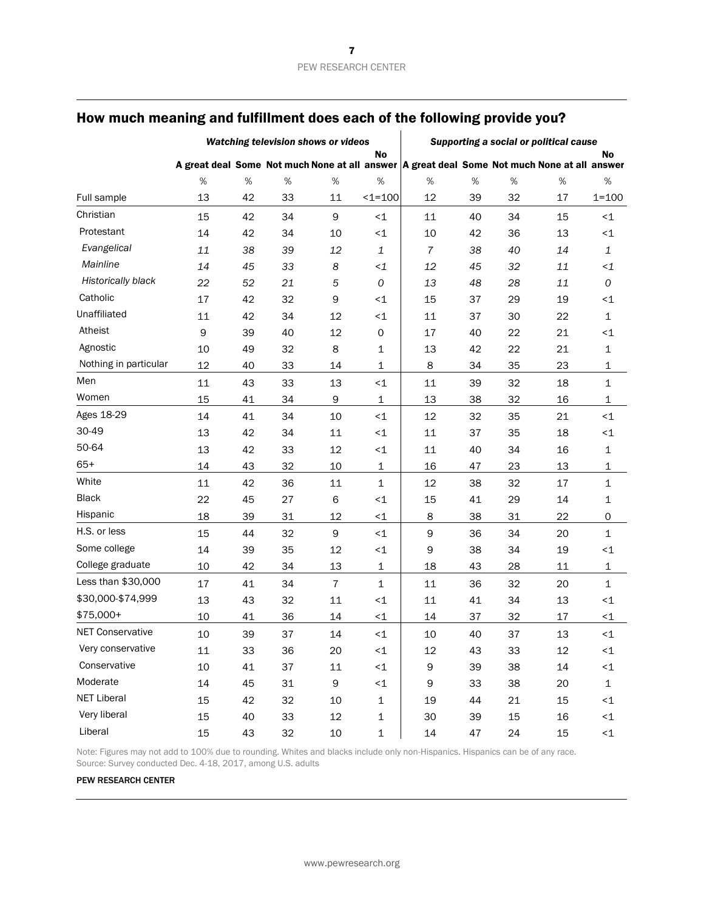## How much meaning and fulfillment does each of the following provide you?

| | *Watching television shows or videos* | | | | | *Supporting a social or political cause* | | | | |
|---|---|---|---|---|---|---|---|---|---|---|
| | A great deal | Some | Not much | None at all | No answer | A great deal | Some | Not much | None at all | No answer |
| | % | % | % | % | % | % | % | % | % | % |
| Full sample | 13 | 42 | 33 | 11 | <1=100 | 12 | 39 | 32 | 17 | 1=100 |
| Christian | 15 | 42 | 34 | 9 | <1 | 11 | 40 | 34 | 15 | <1 |
| Protestant | 14 | 42 | 34 | 10 | <1 | 10 | 42 | 36 | 13 | <1 |
| *Evangelical* | *11* | *38* | *39* | *12* | *1* | *7* | *38* | *40* | *14* | *1* |
| *Mainline* | *14* | *45* | *33* | *8* | *<1* | *12* | *45* | *32* | *11* | *<1* |
| *Historically black* | *22* | *52* | *21* | *5* | *0* | *13* | *48* | *28* | *11* | *0* |
| Catholic | 17 | 42 | 32 | 9 | <1 | 15 | 37 | 29 | 19 | <1 |
| Unaffiliated | 11 | 42 | 34 | 12 | <1 | 11 | 37 | 30 | 22 | 1 |
| Atheist | 9 | 39 | 40 | 12 | 0 | 17 | 40 | 22 | 21 | <1 |
| Agnostic | 10 | 49 | 32 | 8 | 1 | 13 | 42 | 22 | 21 | 1 |
| Nothing in particular | 12 | 40 | 33 | 14 | 1 | 8 | 34 | 35 | 23 | 1 |
| Men | 11 | 43 | 33 | 13 | <1 | 11 | 39 | 32 | 18 | 1 |
| Women | 15 | 41 | 34 | 9 | 1 | 13 | 38 | 32 | 16 | 1 |
| Ages 18-29 | 14 | 41 | 34 | 10 | <1 | 12 | 32 | 35 | 21 | <1 |
| 30-49 | 13 | 42 | 34 | 11 | <1 | 11 | 37 | 35 | 18 | <1 |
| 50-64 | 13 | 42 | 33 | 12 | <1 | 11 | 40 | 34 | 16 | 1 |
| 65+ | 14 | 43 | 32 | 10 | 1 | 16 | 47 | 23 | 13 | 1 |
| White | 11 | 42 | 36 | 11 | 1 | 12 | 38 | 32 | 17 | 1 |
| Black | 22 | 45 | 27 | 6 | <1 | 15 | 41 | 29 | 14 | 1 |
| Hispanic | 18 | 39 | 31 | 12 | <1 | 8 | 38 | 31 | 22 | 0 |
| H.S. or less | 15 | 44 | 32 | 9 | <1 | 9 | 36 | 34 | 20 | 1 |
| Some college | 14 | 39 | 35 | 12 | <1 | 9 | 38 | 34 | 19 | <1 |
| College graduate | 10 | 42 | 34 | 13 | 1 | 18 | 43 | 28 | 11 | 1 |
| Less than $30,000 | 17 | 41 | 34 | 7 | 1 | 11 | 36 | 32 | 20 | 1 |
| $30,000-$74,999 | 13 | 43 | 32 | 11 | <1 | 11 | 41 | 34 | 13 | <1 |
| $75,000+ | 10 | 41 | 36 | 14 | <1 | 14 | 37 | 32 | 17 | <1 |
| NET Conservative | 10 | 39 | 37 | 14 | <1 | 10 | 40 | 37 | 13 | <1 |
| Very conservative | 11 | 33 | 36 | 20 | <1 | 12 | 43 | 33 | 12 | <1 |
| Conservative | 10 | 41 | 37 | 11 | <1 | 9 | 39 | 38 | 14 | <1 |
| Moderate | 14 | 45 | 31 | 9 | <1 | 9 | 33 | 38 | 20 | 1 |
| NET Liberal | 15 | 42 | 32 | 10 | 1 | 19 | 44 | 21 | 15 | <1 |
| Very liberal | 15 | 40 | 33 | 12 | 1 | 30 | 39 | 15 | 16 | <1 |
| Liberal | 15 | 43 | 32 | 10 | 1 | 14 | 47 | 24 | 15 | <1 |

Note: Figures may not add to 100% due to rounding. Whites and blacks include only non-Hispanics. Hispanics can be of any race.
Source: Survey conducted Dec. 4-18, 2017, among U.S. adults

PEW RESEARCH CENTER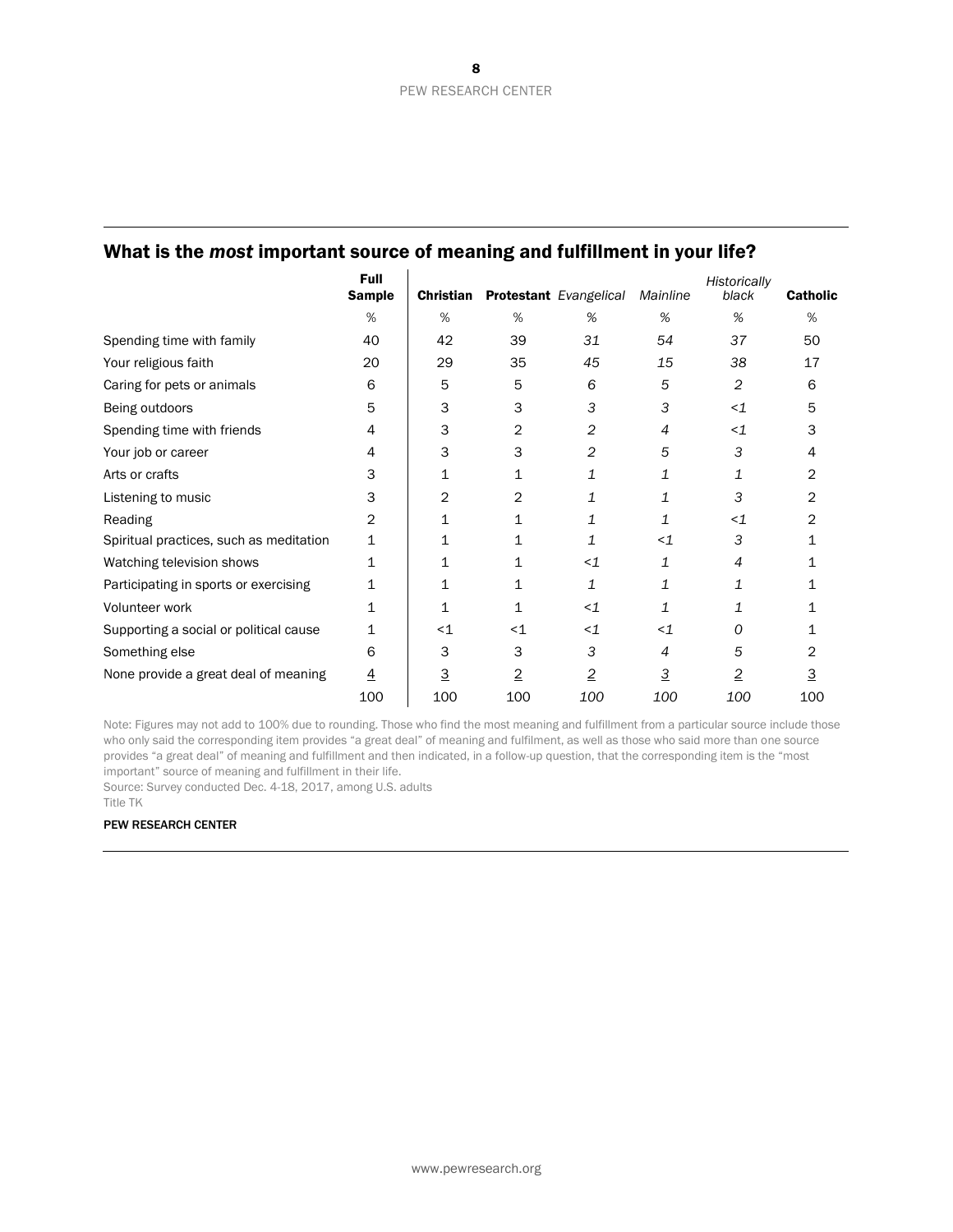## What is the *most* important source of meaning and fulfillment in your life?

| | **Full Sample** | **Christian** | **Protestant** | *Evangelical* | *Mainline* | *Historically black* | **Catholic** |
|---|---|---|---|---|---|---|---|
| | % | % | % | % | % | % | % |
| Spending time with family | 40 | 42 | 39 | *31* | *54* | *37* | 50 |
| Your religious faith | 20 | 29 | 35 | *45* | *15* | *38* | 17 |
| Caring for pets or animals | 6 | 5 | 5 | *6* | *5* | *2* | 6 |
| Being outdoors | 5 | 3 | 3 | *3* | *3* | *<1* | 5 |
| Spending time with friends | 4 | 3 | 2 | *2* | *4* | *<1* | 3 |
| Your job or career | 4 | 3 | 3 | *2* | *5* | *3* | 4 |
| Arts or crafts | 3 | 1 | 1 | *1* | *1* | *1* | 2 |
| Listening to music | 3 | 2 | 2 | *1* | *1* | *3* | 2 |
| Reading | 2 | 1 | 1 | *1* | *1* | *<1* | 2 |
| Spiritual practices, such as meditation | 1 | 1 | 1 | *1* | *<1* | *3* | 1 |
| Watching television shows | 1 | 1 | 1 | *<1* | *1* | *4* | 1 |
| Participating in sports or exercising | 1 | 1 | 1 | *1* | *1* | *1* | 1 |
| Volunteer work | 1 | 1 | 1 | *<1* | *1* | *1* | 1 |
| Supporting a social or political cause | 1 | <1 | <1 | *<1* | *<1* | *0* | 1 |
| Something else | 6 | 3 | 3 | *3* | *4* | *5* | 2 |
| None provide a great deal of meaning | 4 | 3 | 2 | *2* | *3* | *2* | 3 |
| | 100 | 100 | 100 | *100* | *100* | *100* | 100 |

Note: Figures may not add to 100% due to rounding. Those who find the most meaning and fulfillment from a particular source include those who only said the corresponding item provides "a great deal" of meaning and fulfilment, as well as those who said more than one source provides "a great deal" of meaning and fulfillment and then indicated, in a follow-up question, that the corresponding item is the "most important" source of meaning and fulfillment in their life.
Source: Survey conducted Dec. 4-18, 2017, among U.S. adults
Title TK

PEW RESEARCH CENTER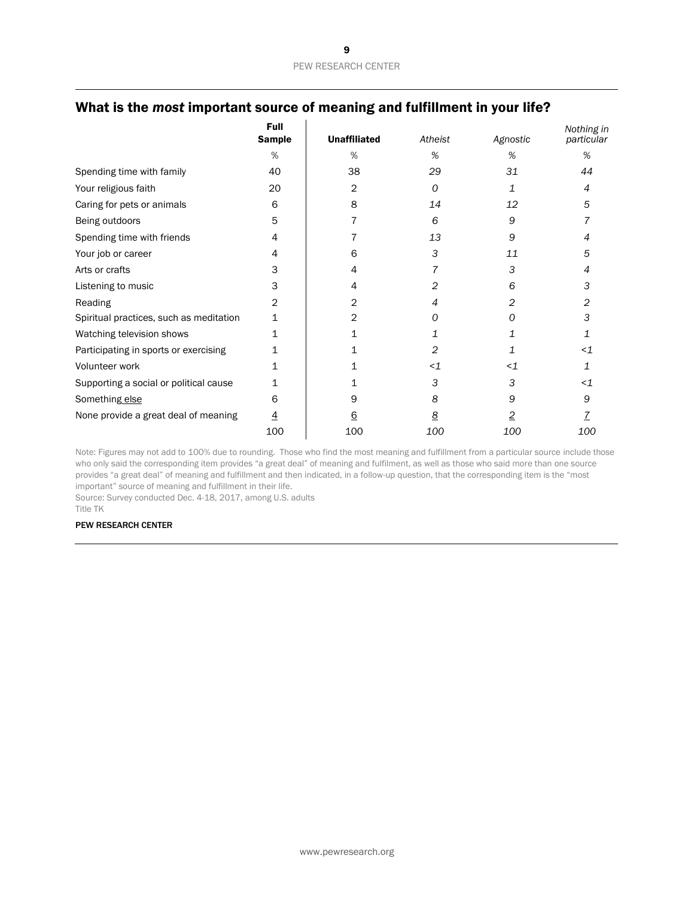## What is the *most* important source of meaning and fulfillment in your life?

| | Full Sample | Unaffiliated | *Atheist* | *Agnostic* | *Nothing in particular* |
|---|---|---|---|---|---|
| | % | % | % | % | % |
| Spending time with family | 40 | 38 | *29* | *31* | *44* |
| Your religious faith | 20 | 2 | *0* | *1* | *4* |
| Caring for pets or animals | 6 | 8 | *14* | *12* | *5* |
| Being outdoors | 5 | 7 | *6* | *9* | *7* |
| Spending time with friends | 4 | 7 | *13* | *9* | *4* |
| Your job or career | 4 | 6 | *3* | *11* | *5* |
| Arts or crafts | 3 | 4 | *7* | *3* | *4* |
| Listening to music | 3 | 4 | *2* | *6* | *3* |
| Reading | 2 | 2 | *4* | *2* | *2* |
| Spiritual practices, such as meditation | 1 | 2 | *0* | *0* | *3* |
| Watching television shows | 1 | 1 | *1* | *1* | *1* |
| Participating in sports or exercising | 1 | 1 | *2* | *1* | *<1* |
| Volunteer work | 1 | 1 | *<1* | *<1* | *1* |
| Supporting a social or political cause | 1 | 1 | *3* | *3* | *<1* |
| Something else | 6 | 9 | *8* | *9* | *9* |
| None provide a great deal of meaning | 4 | 6 | *8* | *2* | *7* |
| | 100 | 100 | *100* | *100* | *100* |

Note: Figures may not add to 100% due to rounding. Those who find the most meaning and fulfillment from a particular source include those who only said the corresponding item provides "a great deal" of meaning and fulfilment, as well as those who said more than one source provides "a great deal" of meaning and fulfillment and then indicated, in a follow-up question, that the corresponding item is the "most important" source of meaning and fulfillment in their life.
Source: Survey conducted Dec. 4-18, 2017, among U.S. adults
Title TK

PEW RESEARCH CENTER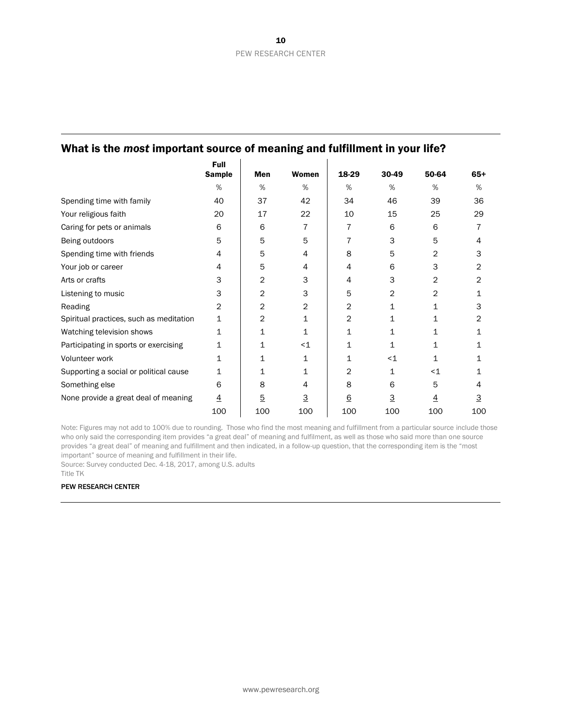## What is the *most* important source of meaning and fulfillment in your life?

| | Full Sample | Men | Women | 18-29 | 30-49 | 50-64 | 65+ |
|---|---|---|---|---|---|---|---|
| | % | % | % | % | % | % | % |
| Spending time with family | 40 | 37 | 42 | 34 | 46 | 39 | 36 |
| Your religious faith | 20 | 17 | 22 | 10 | 15 | 25 | 29 |
| Caring for pets or animals | 6 | 6 | 7 | 7 | 6 | 6 | 7 |
| Being outdoors | 5 | 5 | 5 | 7 | 3 | 5 | 4 |
| Spending time with friends | 4 | 5 | 4 | 8 | 5 | 2 | 3 |
| Your job or career | 4 | 5 | 4 | 4 | 6 | 3 | 2 |
| Arts or crafts | 3 | 2 | 3 | 4 | 3 | 2 | 2 |
| Listening to music | 3 | 2 | 3 | 5 | 2 | 2 | 1 |
| Reading | 2 | 2 | 2 | 2 | 1 | 1 | 3 |
| Spiritual practices, such as meditation | 1 | 2 | 1 | 2 | 1 | 1 | 2 |
| Watching television shows | 1 | 1 | 1 | 1 | 1 | 1 | 1 |
| Participating in sports or exercising | 1 | 1 | <1 | 1 | 1 | 1 | 1 |
| Volunteer work | 1 | 1 | 1 | 1 | <1 | 1 | 1 |
| Supporting a social or political cause | 1 | 1 | 1 | 2 | 1 | <1 | 1 |
| Something else | 6 | 8 | 4 | 8 | 6 | 5 | 4 |
| None provide a great deal of meaning | 4 | 5 | 3 | 6 | 3 | 4 | 3 |
| | 100 | 100 | 100 | 100 | 100 | 100 | 100 |

Note: Figures may not add to 100% due to rounding. Those who find the most meaning and fulfillment from a particular source include those who only said the corresponding item provides "a great deal" of meaning and fulfilment, as well as those who said more than one source provides "a great deal" of meaning and fulfillment and then indicated, in a follow-up question, that the corresponding item is the "most important" source of meaning and fulfillment in their life.

Source: Survey conducted Dec. 4-18, 2017, among U.S. adults

Title TK

PEW RESEARCH CENTER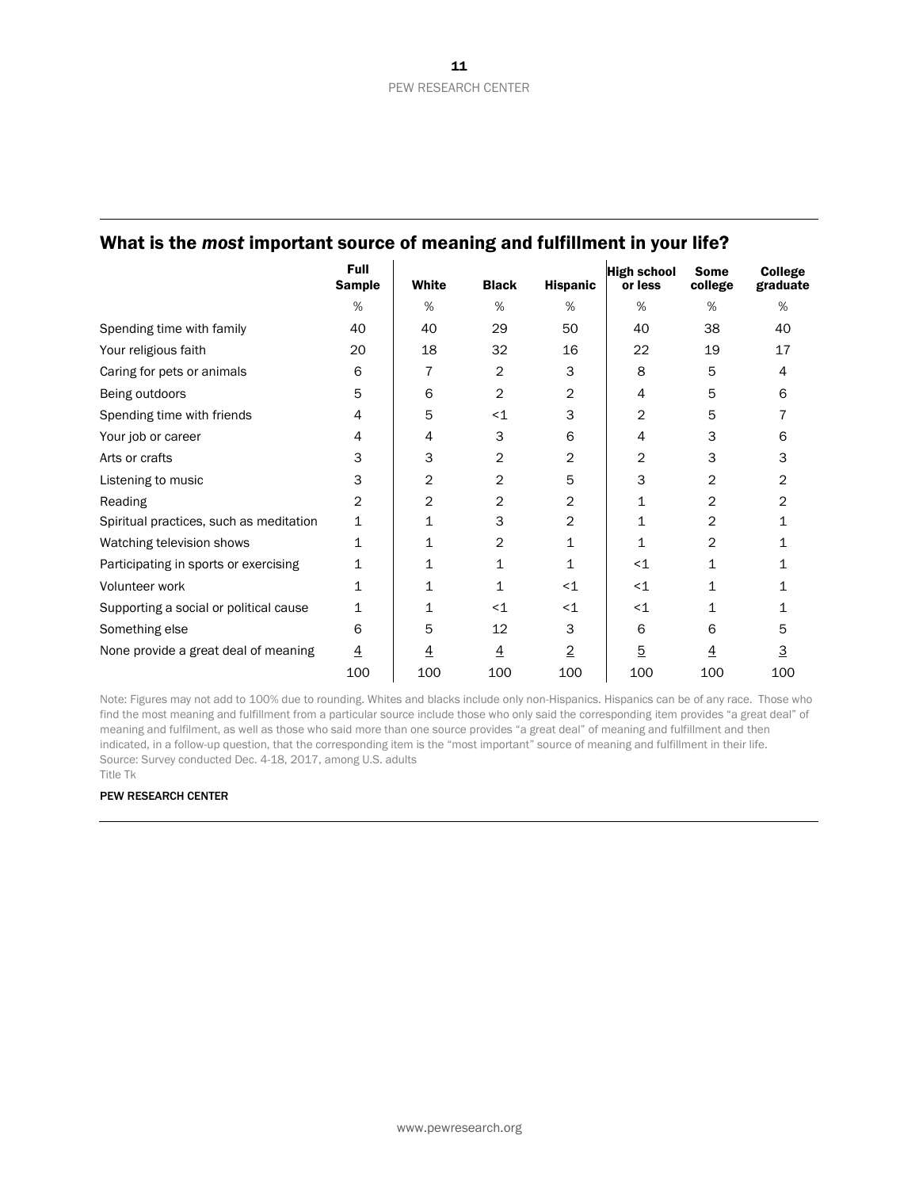## What is the *most* important source of meaning and fulfillment in your life?

| | Full Sample | White | Black | Hispanic | High school or less | Some college | College graduate |
|---|---|---|---|---|---|---|---|
| | % | % | % | % | % | % | % |
| Spending time with family | 40 | 40 | 29 | 50 | 40 | 38 | 40 |
| Your religious faith | 20 | 18 | 32 | 16 | 22 | 19 | 17 |
| Caring for pets or animals | 6 | 7 | 2 | 3 | 8 | 5 | 4 |
| Being outdoors | 5 | 6 | 2 | 2 | 4 | 5 | 6 |
| Spending time with friends | 4 | 5 | <1 | 3 | 2 | 5 | 7 |
| Your job or career | 4 | 4 | 3 | 6 | 4 | 3 | 6 |
| Arts or crafts | 3 | 3 | 2 | 2 | 2 | 3 | 3 |
| Listening to music | 3 | 2 | 2 | 5 | 3 | 2 | 2 |
| Reading | 2 | 2 | 2 | 2 | 1 | 2 | 2 |
| Spiritual practices, such as meditation | 1 | 1 | 3 | 2 | 1 | 2 | 1 |
| Watching television shows | 1 | 1 | 2 | 1 | 1 | 2 | 1 |
| Participating in sports or exercising | 1 | 1 | 1 | 1 | <1 | 1 | 1 |
| Volunteer work | 1 | 1 | 1 | <1 | <1 | 1 | 1 |
| Supporting a social or political cause | 1 | 1 | <1 | <1 | <1 | 1 | 1 |
| Something else | 6 | 5 | 12 | 3 | 6 | 6 | 5 |
| None provide a great deal of meaning | 4 | 4 | 4 | 2 | 5 | 4 | 3 |
| | 100 | 100 | 100 | 100 | 100 | 100 | 100 |

Note: Figures may not add to 100% due to rounding. Whites and blacks include only non-Hispanics. Hispanics can be of any race. Those who find the most meaning and fulfillment from a particular source include those who only said the corresponding item provides "a great deal" of meaning and fulfilment, as well as those who said more than one source provides "a great deal" of meaning and fulfillment and then indicated, in a follow-up question, that the corresponding item is the "most important" source of meaning and fulfillment in their life.
Source: Survey conducted Dec. 4-18, 2017, among U.S. adults
Title Tk

PEW RESEARCH CENTER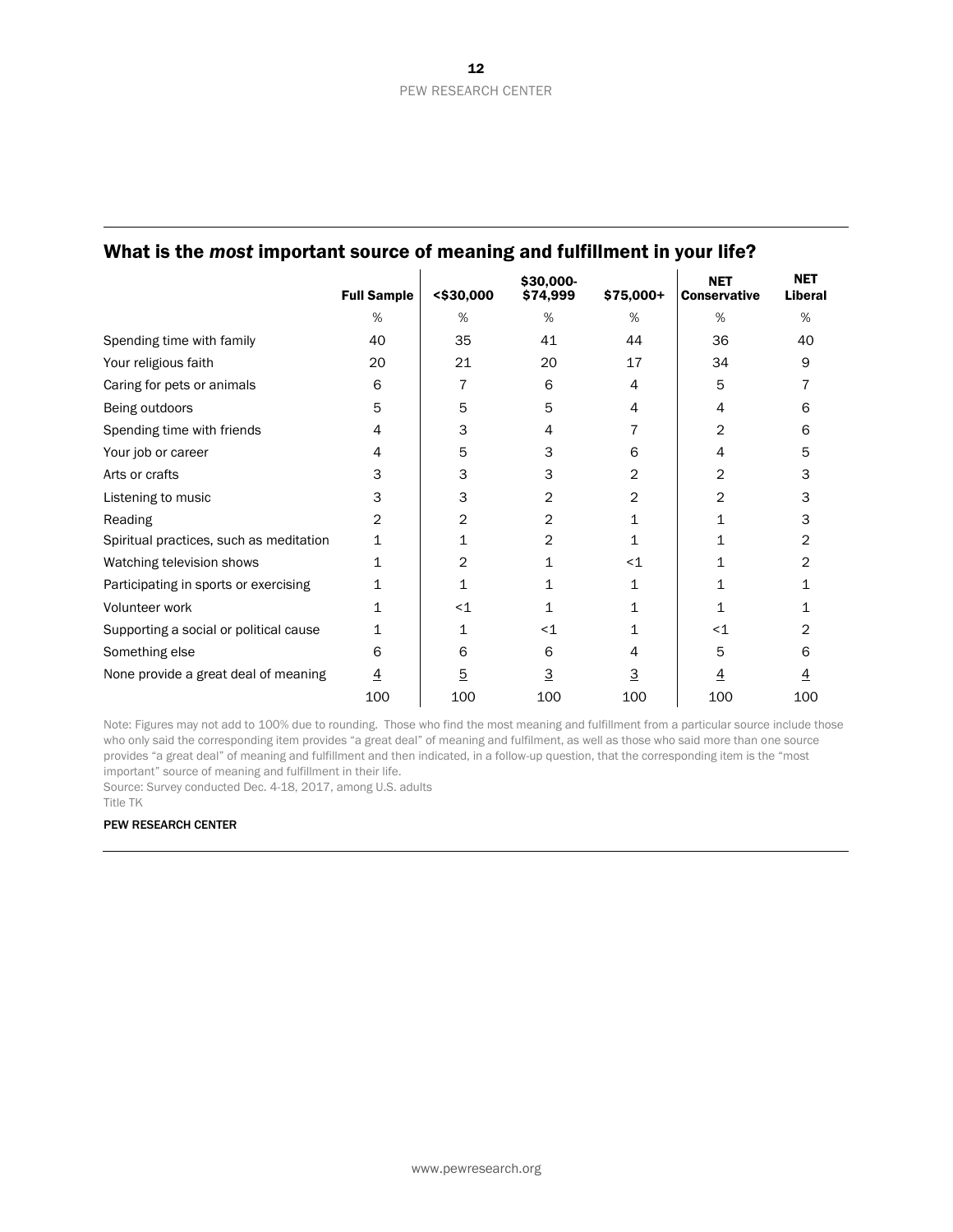## What is the *most* important source of meaning and fulfillment in your life?

| | Full Sample | <$30,000 | $30,000-$74,999 | $75,000+ | NET Conservative | NET Liberal |
|---|---|---|---|---|---|---|
| | % | % | % | % | % | % |
| Spending time with family | 40 | 35 | 41 | 44 | 36 | 40 |
| Your religious faith | 20 | 21 | 20 | 17 | 34 | 9 |
| Caring for pets or animals | 6 | 7 | 6 | 4 | 5 | 7 |
| Being outdoors | 5 | 5 | 5 | 4 | 4 | 6 |
| Spending time with friends | 4 | 3 | 4 | 7 | 2 | 6 |
| Your job or career | 4 | 5 | 3 | 6 | 4 | 5 |
| Arts or crafts | 3 | 3 | 3 | 2 | 2 | 3 |
| Listening to music | 3 | 3 | 2 | 2 | 2 | 3 |
| Reading | 2 | 2 | 2 | 1 | 1 | 3 |
| Spiritual practices, such as meditation | 1 | 1 | 2 | 1 | 1 | 2 |
| Watching television shows | 1 | 2 | 1 | <1 | 1 | 2 |
| Participating in sports or exercising | 1 | 1 | 1 | 1 | 1 | 1 |
| Volunteer work | 1 | <1 | 1 | 1 | 1 | 1 |
| Supporting a social or political cause | 1 | 1 | <1 | 1 | <1 | 2 |
| Something else | 6 | 6 | 6 | 4 | 5 | 6 |
| None provide a great deal of meaning | 4 | 5 | 3 | 3 | 4 | 4 |
| | 100 | 100 | 100 | 100 | 100 | 100 |

Note: Figures may not add to 100% due to rounding. Those who find the most meaning and fulfillment from a particular source include those who only said the corresponding item provides "a great deal" of meaning and fulfilment, as well as those who said more than one source provides "a great deal" of meaning and fulfillment and then indicated, in a follow-up question, that the corresponding item is the "most important" source of meaning and fulfillment in their life.

Source: Survey conducted Dec. 4-18, 2017, among U.S. adults

Title TK

PEW RESEARCH CENTER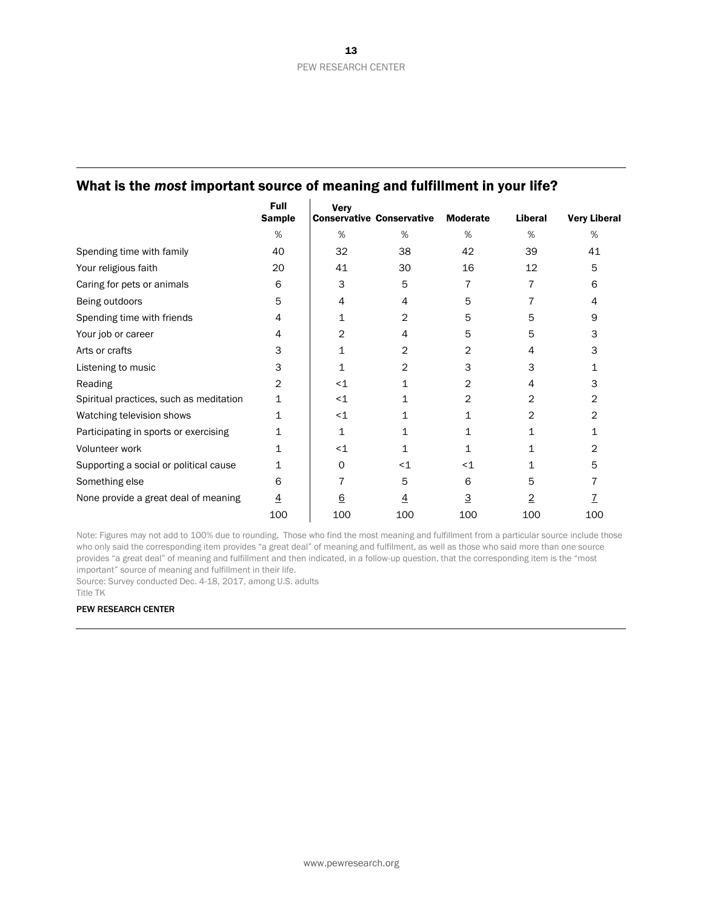## What is the *most* important source of meaning and fulfillment in your life?

| | Full Sample | Very Conservative | Conservative | Moderate | Liberal | Very Liberal |
|---|---|---|---|---|---|---|
| | % | % | % | % | % | % |
| Spending time with family | 40 | 32 | 38 | 42 | 39 | 41 |
| Your religious faith | 20 | 41 | 30 | 16 | 12 | 5 |
| Caring for pets or animals | 6 | 3 | 5 | 7 | 7 | 6 |
| Being outdoors | 5 | 4 | 4 | 5 | 7 | 4 |
| Spending time with friends | 4 | 1 | 2 | 5 | 5 | 9 |
| Your job or career | 4 | 2 | 4 | 5 | 5 | 3 |
| Arts or crafts | 3 | 1 | 2 | 2 | 4 | 3 |
| Listening to music | 3 | 1 | 2 | 3 | 3 | 1 |
| Reading | 2 | <1 | 1 | 2 | 4 | 3 |
| Spiritual practices, such as meditation | 1 | <1 | 1 | 2 | 2 | 2 |
| Watching television shows | 1 | <1 | 1 | 1 | 2 | 2 |
| Participating in sports or exercising | 1 | 1 | 1 | 1 | 1 | 1 |
| Volunteer work | 1 | <1 | 1 | 1 | 1 | 2 |
| Supporting a social or political cause | 1 | 0 | <1 | <1 | 1 | 5 |
| Something else | 6 | 7 | 5 | 6 | 5 | 7 |
| None provide a great deal of meaning | 4 | 6 | 4 | 3 | 2 | 7 |
| | 100 | 100 | 100 | 100 | 100 | 100 |

Note: Figures may not add to 100% due to rounding. Those who find the most meaning and fulfillment from a particular source include those who only said the corresponding item provides "a great deal" of meaning and fulfilment, as well as those who said more than one source provides "a great deal" of meaning and fulfillment and then indicated, in a follow-up question, that the corresponding item is the "most important" source of meaning and fulfillment in their life.
Source: Survey conducted Dec. 4-18, 2017, among U.S. adults
Title TK

PEW RESEARCH CENTER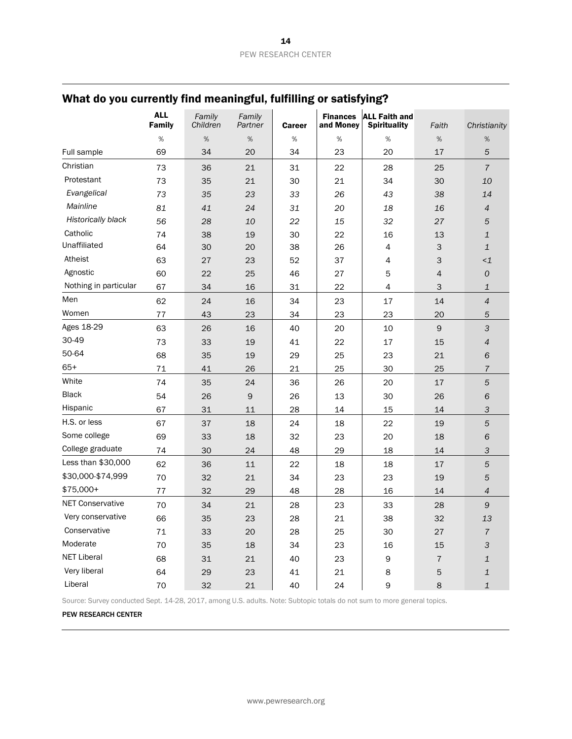## What do you currently find meaningful, fulfilling or satisfying?

| | ALL Family | *Family Children* | *Family Partner* | Career | Finances and Money | ALL Faith and Spirituality | *Faith* | *Christianity* |
|---|---|---|---|---|---|---|---|---|
| | % | % | % | % | % | % | % | % |
| Full sample | 69 | 34 | 20 | 34 | 23 | 20 | 17 | *5* |
| Christian | 73 | 36 | 21 | 31 | 22 | 28 | 25 | *7* |
| Protestant | 73 | 35 | 21 | 30 | 21 | 34 | 30 | *10* |
| *Evangelical* | *73* | *35* | *23* | *33* | *26* | *43* | *38* | *14* |
| *Mainline* | *81* | *41* | *24* | *31* | *20* | *18* | *16* | *4* |
| *Historically black* | *56* | *28* | *10* | *22* | *15* | *32* | *27* | *5* |
| Catholic | 74 | 38 | 19 | 30 | 22 | 16 | 13 | *1* |
| Unaffiliated | 64 | 30 | 20 | 38 | 26 | 4 | 3 | *1* |
| Atheist | 63 | 27 | 23 | 52 | 37 | 4 | 3 | *<1* |
| Agnostic | 60 | 22 | 25 | 46 | 27 | 5 | 4 | *0* |
| Nothing in particular | 67 | 34 | 16 | 31 | 22 | 4 | 3 | *1* |
| Men | 62 | 24 | 16 | 34 | 23 | 17 | 14 | *4* |
| Women | 77 | 43 | 23 | 34 | 23 | 23 | 20 | *5* |
| Ages 18-29 | 63 | 26 | 16 | 40 | 20 | 10 | 9 | *3* |
| 30-49 | 73 | 33 | 19 | 41 | 22 | 17 | 15 | *4* |
| 50-64 | 68 | 35 | 19 | 29 | 25 | 23 | 21 | *6* |
| 65+ | 71 | 41 | 26 | 21 | 25 | 30 | 25 | *7* |
| White | 74 | 35 | 24 | 36 | 26 | 20 | 17 | *5* |
| Black | 54 | 26 | 9 | 26 | 13 | 30 | 26 | *6* |
| Hispanic | 67 | 31 | 11 | 28 | 14 | 15 | 14 | *3* |
| H.S. or less | 67 | 37 | 18 | 24 | 18 | 22 | 19 | *5* |
| Some college | 69 | 33 | 18 | 32 | 23 | 20 | 18 | *6* |
| College graduate | 74 | 30 | 24 | 48 | 29 | 18 | 14 | *3* |
| Less than $30,000 | 62 | 36 | 11 | 22 | 18 | 18 | 17 | *5* |
| $30,000-$74,999 | 70 | 32 | 21 | 34 | 23 | 23 | 19 | *5* |
| $75,000+ | 77 | 32 | 29 | 48 | 28 | 16 | 14 | *4* |
| NET Conservative | 70 | 34 | 21 | 28 | 23 | 33 | 28 | *9* |
| Very conservative | 66 | 35 | 23 | 28 | 21 | 38 | 32 | *13* |
| Conservative | 71 | 33 | 20 | 28 | 25 | 30 | 27 | *7* |
| Moderate | 70 | 35 | 18 | 34 | 23 | 16 | 15 | *3* |
| NET Liberal | 68 | 31 | 21 | 40 | 23 | 9 | 7 | *1* |
| Very liberal | 64 | 29 | 23 | 41 | 21 | 8 | 5 | *1* |
| Liberal | 70 | 32 | 21 | 40 | 24 | 9 | 8 | *1* |

Source: Survey conducted Sept. 14-28, 2017, among U.S. adults. Note: Subtopic totals do not sum to more general topics.

PEW RESEARCH CENTER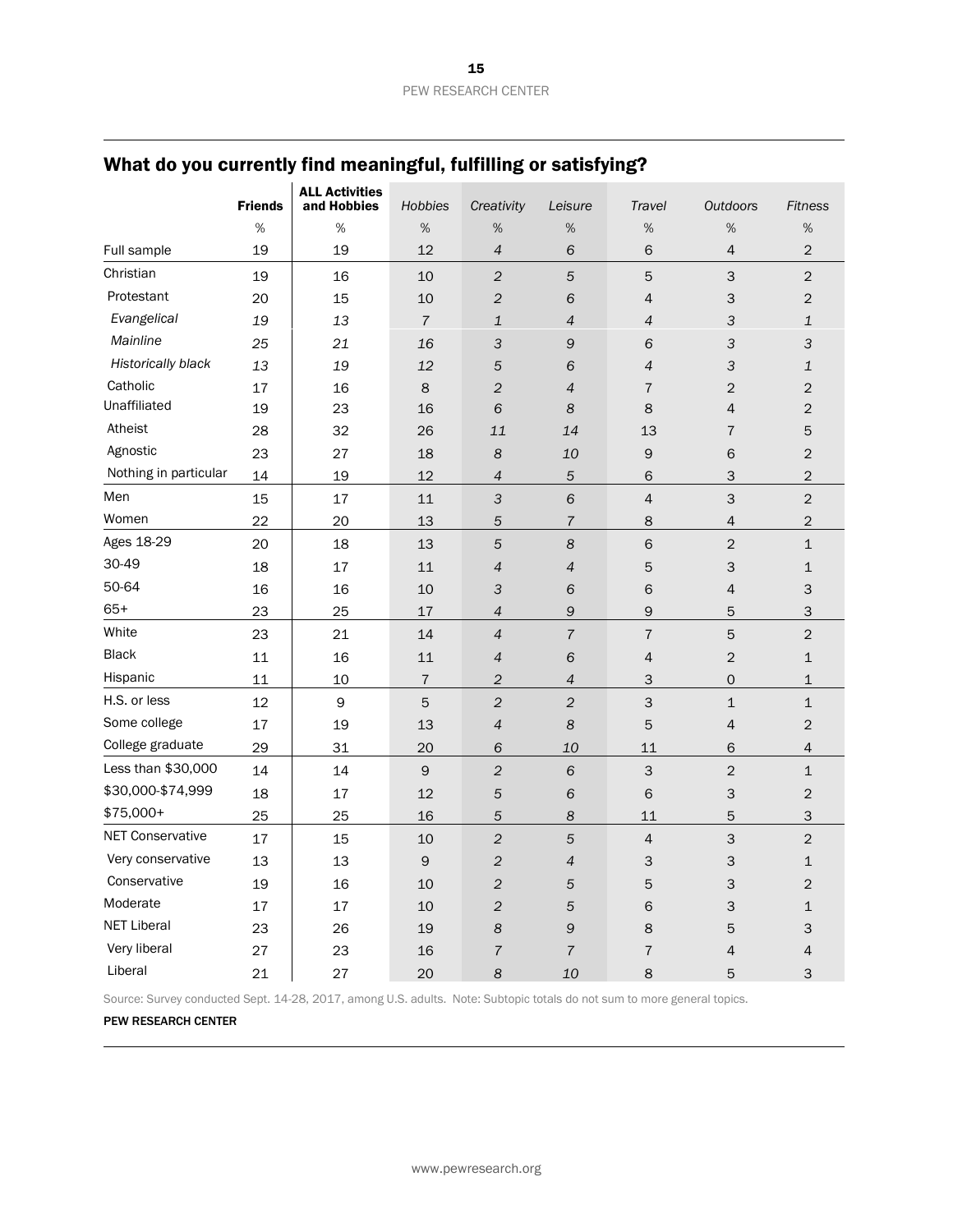## What do you currently find meaningful, fulfilling or satisfying?

| | Friends | ALL Activities and Hobbies | *Hobbies* | *Creativity* | *Leisure* | *Travel* | *Outdoors* | *Fitness* |
|---|---|---|---|---|---|---|---|---|
| | % | % | % | % | % | % | % | % |
| Full sample | 19 | 19 | 12 | *4* | *6* | 6 | 4 | 2 |
| Christian | 19 | 16 | 10 | *2* | *5* | 5 | 3 | 2 |
| Protestant | 20 | 15 | 10 | *2* | *6* | 4 | 3 | 2 |
| *Evangelical* | *19* | *13* | *7* | *1* | *4* | *4* | *3* | *1* |
| *Mainline* | *25* | *21* | *16* | *3* | *9* | *6* | *3* | *3* |
| *Historically black* | *13* | *19* | *12* | *5* | *6* | *4* | *3* | *1* |
| Catholic | 17 | 16 | 8 | *2* | *4* | 7 | 2 | 2 |
| Unaffiliated | 19 | 23 | 16 | *6* | *8* | 8 | 4 | 2 |
| Atheist | 28 | 32 | 26 | *11* | *14* | 13 | 7 | 5 |
| Agnostic | 23 | 27 | 18 | *8* | *10* | 9 | 6 | 2 |
| Nothing in particular | 14 | 19 | 12 | *4* | *5* | 6 | 3 | 2 |
| Men | 15 | 17 | 11 | *3* | *6* | 4 | 3 | 2 |
| Women | 22 | 20 | 13 | *5* | *7* | 8 | 4 | 2 |
| Ages 18-29 | 20 | 18 | 13 | *5* | *8* | 6 | 2 | 1 |
| 30-49 | 18 | 17 | 11 | *4* | *4* | 5 | 3 | 1 |
| 50-64 | 16 | 16 | 10 | *3* | *6* | 6 | 4 | 3 |
| 65+ | 23 | 25 | 17 | *4* | *9* | 9 | 5 | 3 |
| White | 23 | 21 | 14 | *4* | *7* | 7 | 5 | 2 |
| Black | 11 | 16 | 11 | *4* | *6* | 4 | 2 | 1 |
| Hispanic | 11 | 10 | 7 | *2* | *4* | 3 | 0 | 1 |
| H.S. or less | 12 | 9 | 5 | *2* | *2* | 3 | 1 | 1 |
| Some college | 17 | 19 | 13 | *4* | *8* | 5 | 4 | 2 |
| College graduate | 29 | 31 | 20 | *6* | *10* | 11 | 6 | 4 |
| Less than $30,000 | 14 | 14 | 9 | *2* | *6* | 3 | 2 | 1 |
| $30,000-$74,999 | 18 | 17 | 12 | *5* | *6* | 6 | 3 | 2 |
| $75,000+ | 25 | 25 | 16 | *5* | *8* | 11 | 5 | 3 |
| NET Conservative | 17 | 15 | 10 | *2* | *5* | 4 | 3 | 2 |
| Very conservative | 13 | 13 | 9 | *2* | *4* | 3 | 3 | 1 |
| Conservative | 19 | 16 | 10 | *2* | *5* | 5 | 3 | 2 |
| Moderate | 17 | 17 | 10 | *2* | *5* | 6 | 3 | 1 |
| NET Liberal | 23 | 26 | 19 | *8* | *9* | 8 | 5 | 3 |
| Very liberal | 27 | 23 | 16 | *7* | *7* | 7 | 4 | 4 |
| Liberal | 21 | 27 | 20 | *8* | *10* | 8 | 5 | 3 |

Source: Survey conducted Sept. 14-28, 2017, among U.S. adults. Note: Subtopic totals do not sum to more general topics.

PEW RESEARCH CENTER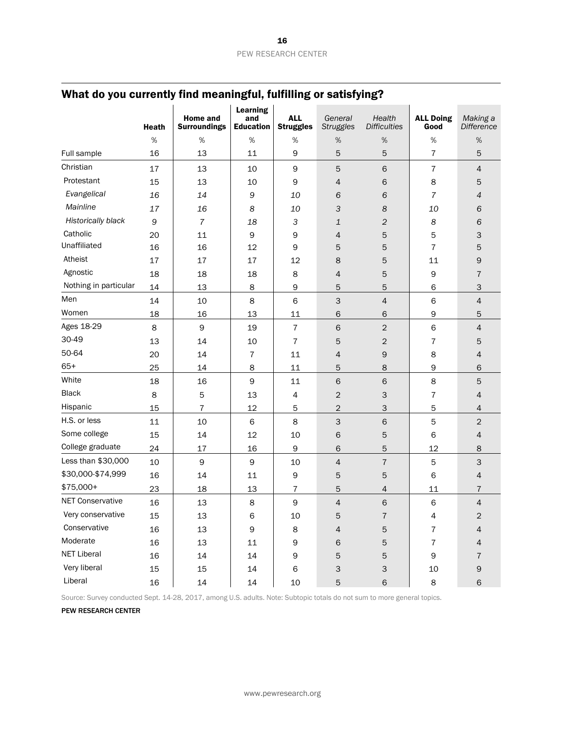## What do you currently find meaningful, fulfilling or satisfying?

| | Heath | Home and Surroundings | Learning and Education | ALL Struggles | *General Struggles* | *Health Difficulties* | ALL Doing Good | *Making a Difference* |
|---|---|---|---|---|---|---|---|---|
| | % | % | % | % | % | % | % | % |
| Full sample | 16 | 13 | 11 | 9 | 5 | 5 | 7 | 5 |
| Christian | 17 | 13 | 10 | 9 | 5 | 6 | 7 | 4 |
| Protestant | 15 | 13 | 10 | 9 | 4 | 6 | 8 | 5 |
| *Evangelical* | *16* | *14* | *9* | *10* | *6* | *6* | *7* | *4* |
| *Mainline* | *17* | *16* | *8* | *10* | *3* | *8* | *10* | *6* |
| *Historically black* | *9* | *7* | *18* | *3* | *1* | *2* | *8* | *6* |
| Catholic | 20 | 11 | 9 | 9 | 4 | 5 | 5 | 3 |
| Unaffiliated | 16 | 16 | 12 | 9 | 5 | 5 | 7 | 5 |
| Atheist | 17 | 17 | 17 | 12 | 8 | 5 | 11 | 9 |
| Agnostic | 18 | 18 | 18 | 8 | 4 | 5 | 9 | 7 |
| Nothing in particular | 14 | 13 | 8 | 9 | 5 | 5 | 6 | 3 |
| Men | 14 | 10 | 8 | 6 | 3 | 4 | 6 | 4 |
| Women | 18 | 16 | 13 | 11 | 6 | 6 | 9 | 5 |
| Ages 18-29 | 8 | 9 | 19 | 7 | 6 | 2 | 6 | 4 |
| 30-49 | 13 | 14 | 10 | 7 | 5 | 2 | 7 | 5 |
| 50-64 | 20 | 14 | 7 | 11 | 4 | 9 | 8 | 4 |
| 65+ | 25 | 14 | 8 | 11 | 5 | 8 | 9 | 6 |
| White | 18 | 16 | 9 | 11 | 6 | 6 | 8 | 5 |
| Black | 8 | 5 | 13 | 4 | 2 | 3 | 7 | 4 |
| Hispanic | 15 | 7 | 12 | 5 | 2 | 3 | 5 | 4 |
| H.S. or less | 11 | 10 | 6 | 8 | 3 | 6 | 5 | 2 |
| Some college | 15 | 14 | 12 | 10 | 6 | 5 | 6 | 4 |
| College graduate | 24 | 17 | 16 | 9 | 6 | 5 | 12 | 8 |
| Less than $30,000 | 10 | 9 | 9 | 10 | 4 | 7 | 5 | 3 |
| $30,000-$74,999 | 16 | 14 | 11 | 9 | 5 | 5 | 6 | 4 |
| $75,000+ | 23 | 18 | 13 | 7 | 5 | 4 | 11 | 7 |
| NET Conservative | 16 | 13 | 8 | 9 | 4 | 6 | 6 | 4 |
| Very conservative | 15 | 13 | 6 | 10 | 5 | 7 | 4 | 2 |
| Conservative | 16 | 13 | 9 | 8 | 4 | 5 | 7 | 4 |
| Moderate | 16 | 13 | 11 | 9 | 6 | 5 | 7 | 4 |
| NET Liberal | 16 | 14 | 14 | 9 | 5 | 5 | 9 | 7 |
| Very liberal | 15 | 15 | 14 | 6 | 3 | 3 | 10 | 9 |
| Liberal | 16 | 14 | 14 | 10 | 5 | 6 | 8 | 6 |

Source: Survey conducted Sept. 14-28, 2017, among U.S. adults. Note: Subtopic totals do not sum to more general topics.

PEW RESEARCH CENTER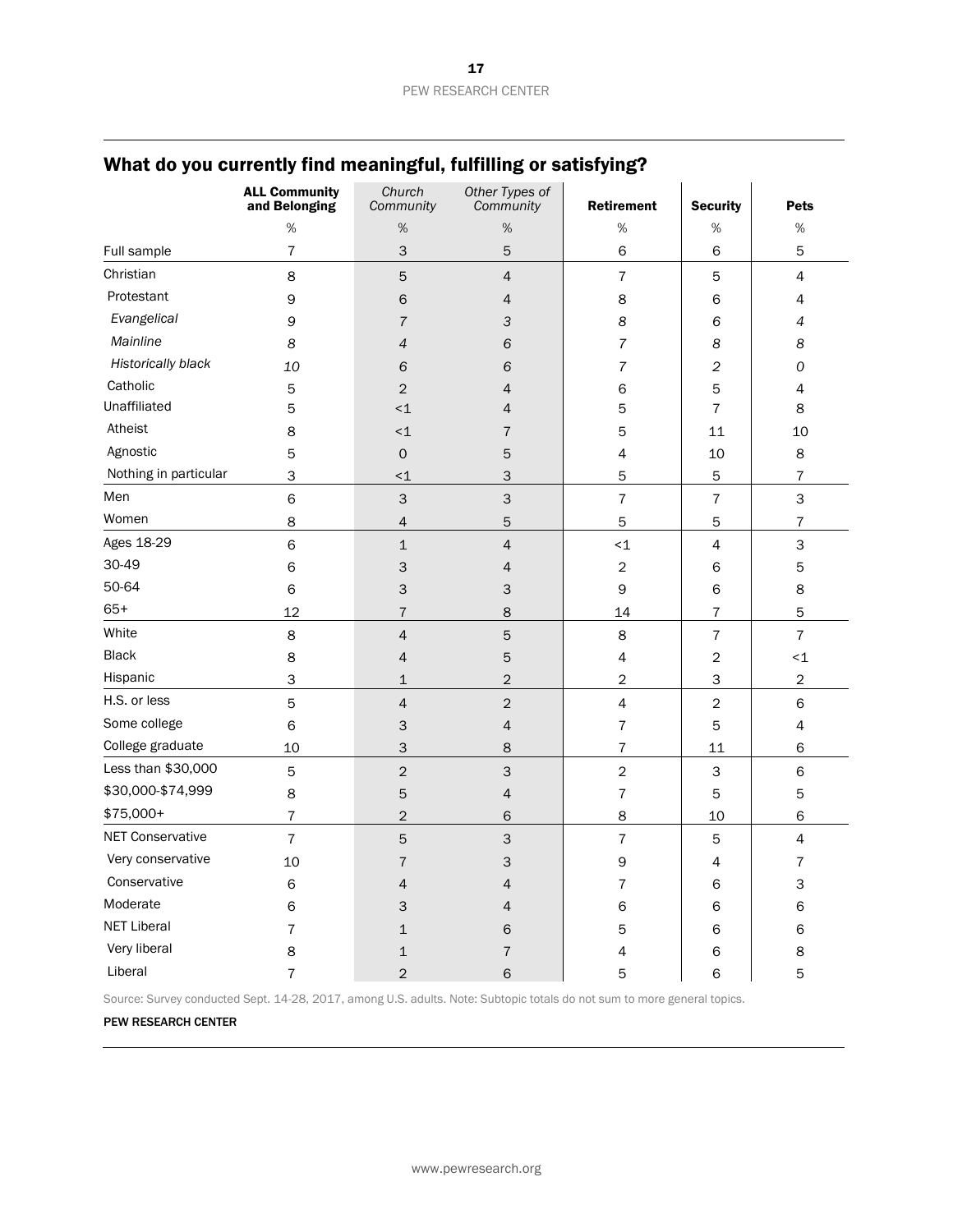## What do you currently find meaningful, fulfilling or satisfying?

| | ALL Community and Belonging | *Church Community* | *Other Types of Community* | Retirement | Security | Pets |
|---|---|---|---|---|---|---|
| | % | % | % | % | % | % |
| Full sample | 7 | 3 | 5 | 6 | 6 | 5 |
| Christian | 8 | 5 | 4 | 7 | 5 | 4 |
| Protestant | 9 | 6 | 4 | 8 | 6 | 4 |
| *Evangelical* | *9* | *7* | *3* | *8* | *6* | *4* |
| *Mainline* | *8* | *4* | *6* | *7* | *8* | *8* |
| *Historically black* | *10* | *6* | *6* | *7* | *2* | *0* |
| Catholic | 5 | 2 | 4 | 6 | 5 | 4 |
| Unaffiliated | 5 | <1 | 4 | 5 | 7 | 8 |
| Atheist | 8 | <1 | 7 | 5 | 11 | 10 |
| Agnostic | 5 | 0 | 5 | 4 | 10 | 8 |
| Nothing in particular | 3 | <1 | 3 | 5 | 5 | 7 |
| Men | 6 | 3 | 3 | 7 | 7 | 3 |
| Women | 8 | 4 | 5 | 5 | 5 | 7 |
| Ages 18-29 | 6 | 1 | 4 | <1 | 4 | 3 |
| 30-49 | 6 | 3 | 4 | 2 | 6 | 5 |
| 50-64 | 6 | 3 | 3 | 9 | 6 | 8 |
| 65+ | 12 | 7 | 8 | 14 | 7 | 5 |
| White | 8 | 4 | 5 | 8 | 7 | 7 |
| Black | 8 | 4 | 5 | 4 | 2 | <1 |
| Hispanic | 3 | 1 | 2 | 2 | 3 | 2 |
| H.S. or less | 5 | 4 | 2 | 4 | 2 | 6 |
| Some college | 6 | 3 | 4 | 7 | 5 | 4 |
| College graduate | 10 | 3 | 8 | 7 | 11 | 6 |
| Less than $30,000 | 5 | 2 | 3 | 2 | 3 | 6 |
| $30,000-$74,999 | 8 | 5 | 4 | 7 | 5 | 5 |
| $75,000+ | 7 | 2 | 6 | 8 | 10 | 6 |
| NET Conservative | 7 | 5 | 3 | 7 | 5 | 4 |
| Very conservative | 10 | 7 | 3 | 9 | 4 | 7 |
| Conservative | 6 | 4 | 4 | 7 | 6 | 3 |
| Moderate | 6 | 3 | 4 | 6 | 6 | 6 |
| NET Liberal | 7 | 1 | 6 | 5 | 6 | 6 |
| Very liberal | 8 | 1 | 7 | 4 | 6 | 8 |
| Liberal | 7 | 2 | 6 | 5 | 6 | 5 |

Source: Survey conducted Sept. 14-28, 2017, among U.S. adults. Note: Subtopic totals do not sum to more general topics.

PEW RESEARCH CENTER